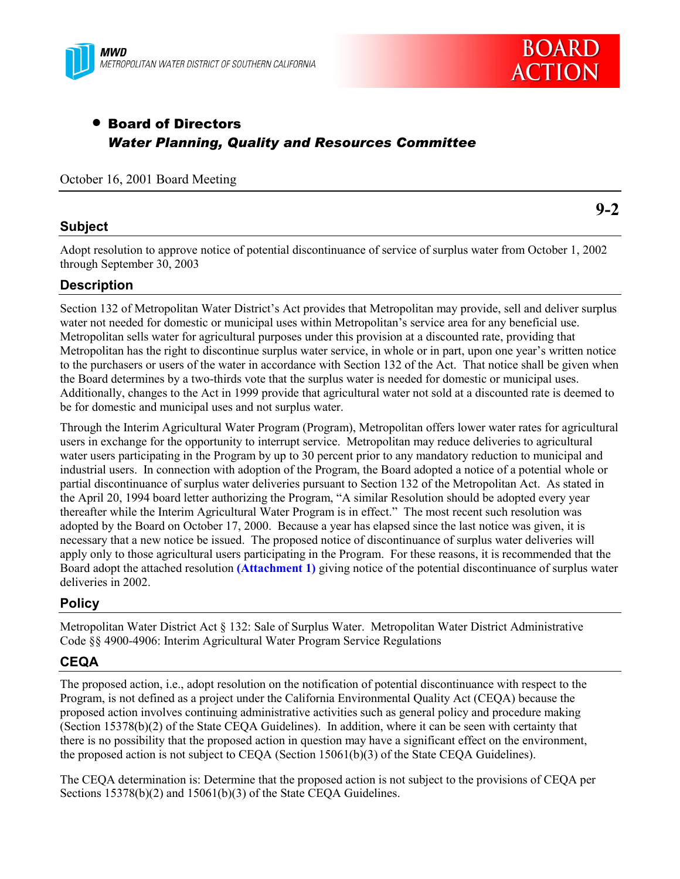MWD
METROPOLITAN WATER DISTRICT OF SOUTHERN CALIFORNIA

BOARD ACTION

- **Board of Directors**
  ***Water Planning, Quality and Resources Committee***

October 16, 2001 Board Meeting

**9-2**

## Subject

Adopt resolution to approve notice of potential discontinuance of service of surplus water from October 1, 2002 through September 30, 2003

## Description

Section 132 of Metropolitan Water District's Act provides that Metropolitan may provide, sell and deliver surplus water not needed for domestic or municipal uses within Metropolitan's service area for any beneficial use. Metropolitan sells water for agricultural purposes under this provision at a discounted rate, providing that Metropolitan has the right to discontinue surplus water service, in whole or in part, upon one year's written notice to the purchasers or users of the water in accordance with Section 132 of the Act. That notice shall be given when the Board determines by a two-thirds vote that the surplus water is needed for domestic or municipal uses. Additionally, changes to the Act in 1999 provide that agricultural water not sold at a discounted rate is deemed to be for domestic and municipal uses and not surplus water.

Through the Interim Agricultural Water Program (Program), Metropolitan offers lower water rates for agricultural users in exchange for the opportunity to interrupt service. Metropolitan may reduce deliveries to agricultural water users participating in the Program by up to 30 percent prior to any mandatory reduction to municipal and industrial users. In connection with adoption of the Program, the Board adopted a notice of a potential whole or partial discontinuance of surplus water deliveries pursuant to Section 132 of the Metropolitan Act. As stated in the April 20, 1994 board letter authorizing the Program, "A similar Resolution should be adopted every year thereafter while the Interim Agricultural Water Program is in effect." The most recent such resolution was adopted by the Board on October 17, 2000. Because a year has elapsed since the last notice was given, it is necessary that a new notice be issued. The proposed notice of discontinuance of surplus water deliveries will apply only to those agricultural users participating in the Program. For these reasons, it is recommended that the Board adopt the attached resolution **(Attachment 1)** giving notice of the potential discontinuance of surplus water deliveries in 2002.

## Policy

Metropolitan Water District Act § 132: Sale of Surplus Water. Metropolitan Water District Administrative Code §§ 4900-4906: Interim Agricultural Water Program Service Regulations

## CEQA

The proposed action, i.e., adopt resolution on the notification of potential discontinuance with respect to the Program, is not defined as a project under the California Environmental Quality Act (CEQA) because the proposed action involves continuing administrative activities such as general policy and procedure making (Section 15378(b)(2) of the State CEQA Guidelines). In addition, where it can be seen with certainty that there is no possibility that the proposed action in question may have a significant effect on the environment, the proposed action is not subject to CEQA (Section 15061(b)(3) of the State CEQA Guidelines).

The CEQA determination is: Determine that the proposed action is not subject to the provisions of CEQA per Sections 15378(b)(2) and 15061(b)(3) of the State CEQA Guidelines.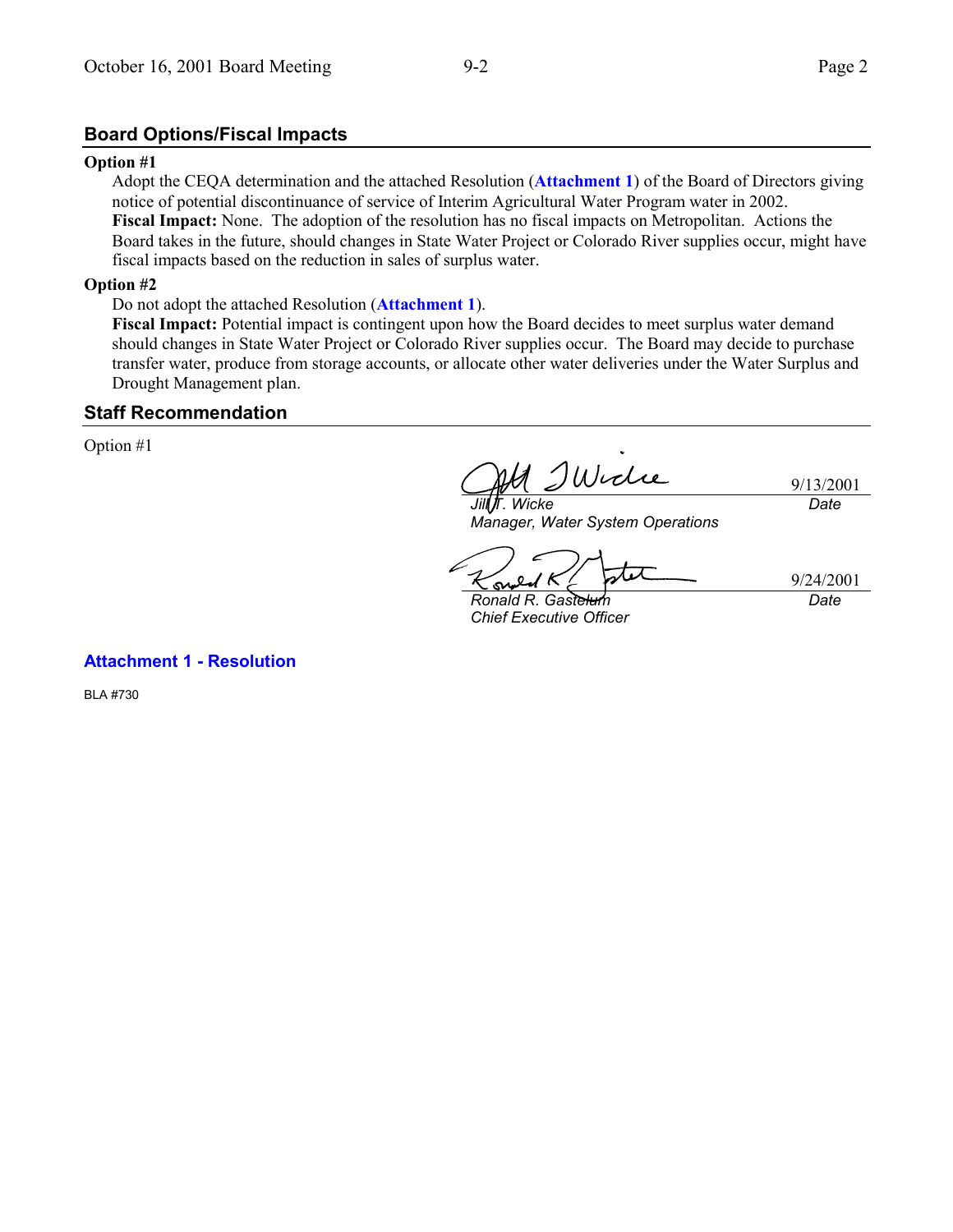## Board Options/Fiscal Impacts

**Option #1**

Adopt the CEQA determination and the attached Resolution (**Attachment 1**) of the Board of Directors giving notice of potential discontinuance of service of Interim Agricultural Water Program water in 2002.

**Fiscal Impact:** None. The adoption of the resolution has no fiscal impacts on Metropolitan. Actions the Board takes in the future, should changes in State Water Project or Colorado River supplies occur, might have fiscal impacts based on the reduction in sales of surplus water.

**Option #2**

Do not adopt the attached Resolution (**Attachment 1**).

**Fiscal Impact:** Potential impact is contingent upon how the Board decides to meet surplus water demand should changes in State Water Project or Colorado River supplies occur. The Board may decide to purchase transfer water, produce from storage accounts, or allocate other water deliveries under the Water Surplus and Drought Management plan.

## Staff Recommendation

Option #1

| | |
|---|---|
| *Jill T. Wicke*<br>*Manager, Water System Operations* | 9/13/2001<br>*Date* |
| *Ronald R. Gastelum*<br>*Chief Executive Officer* | 9/24/2001<br>*Date* |

**Attachment 1 - Resolution**

BLA #730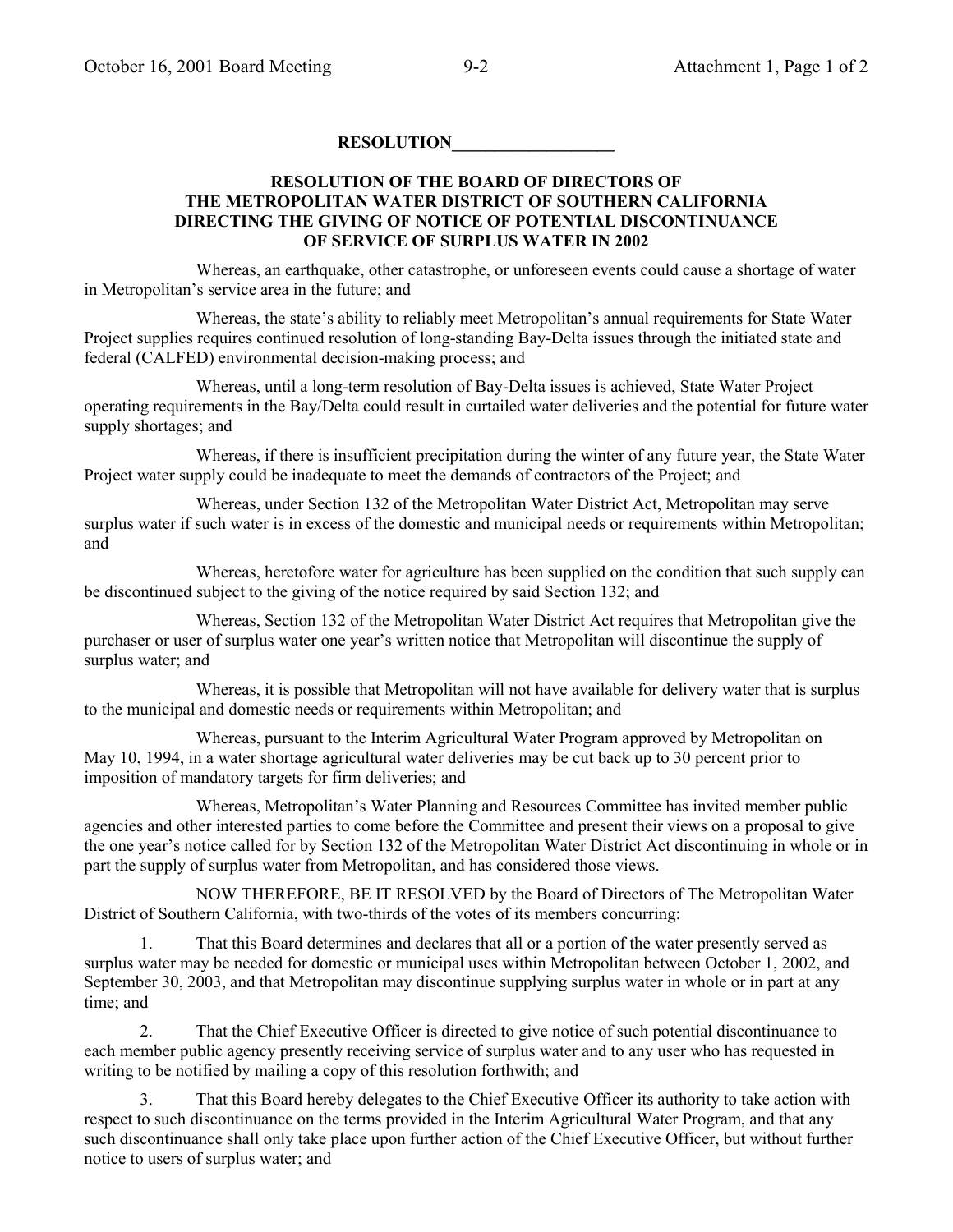**RESOLUTION\_\_\_\_\_\_\_\_\_\_\_\_\_\_\_\_\_\_\_**

**RESOLUTION OF THE BOARD OF DIRECTORS OF THE METROPOLITAN WATER DISTRICT OF SOUTHERN CALIFORNIA DIRECTING THE GIVING OF NOTICE OF POTENTIAL DISCONTINUANCE OF SERVICE OF SURPLUS WATER IN 2002**

Whereas, an earthquake, other catastrophe, or unforeseen events could cause a shortage of water in Metropolitan's service area in the future; and

Whereas, the state's ability to reliably meet Metropolitan's annual requirements for State Water Project supplies requires continued resolution of long-standing Bay-Delta issues through the initiated state and federal (CALFED) environmental decision-making process; and

Whereas, until a long-term resolution of Bay-Delta issues is achieved, State Water Project operating requirements in the Bay/Delta could result in curtailed water deliveries and the potential for future water supply shortages; and

Whereas, if there is insufficient precipitation during the winter of any future year, the State Water Project water supply could be inadequate to meet the demands of contractors of the Project; and

Whereas, under Section 132 of the Metropolitan Water District Act, Metropolitan may serve surplus water if such water is in excess of the domestic and municipal needs or requirements within Metropolitan; and

Whereas, heretofore water for agriculture has been supplied on the condition that such supply can be discontinued subject to the giving of the notice required by said Section 132; and

Whereas, Section 132 of the Metropolitan Water District Act requires that Metropolitan give the purchaser or user of surplus water one year's written notice that Metropolitan will discontinue the supply of surplus water; and

Whereas, it is possible that Metropolitan will not have available for delivery water that is surplus to the municipal and domestic needs or requirements within Metropolitan; and

Whereas, pursuant to the Interim Agricultural Water Program approved by Metropolitan on May 10, 1994, in a water shortage agricultural water deliveries may be cut back up to 30 percent prior to imposition of mandatory targets for firm deliveries; and

Whereas, Metropolitan's Water Planning and Resources Committee has invited member public agencies and other interested parties to come before the Committee and present their views on a proposal to give the one year's notice called for by Section 132 of the Metropolitan Water District Act discontinuing in whole or in part the supply of surplus water from Metropolitan, and has considered those views.

NOW THEREFORE, BE IT RESOLVED by the Board of Directors of The Metropolitan Water District of Southern California, with two-thirds of the votes of its members concurring:

1. That this Board determines and declares that all or a portion of the water presently served as surplus water may be needed for domestic or municipal uses within Metropolitan between October 1, 2002, and September 30, 2003, and that Metropolitan may discontinue supplying surplus water in whole or in part at any time; and

2. That the Chief Executive Officer is directed to give notice of such potential discontinuance to each member public agency presently receiving service of surplus water and to any user who has requested in writing to be notified by mailing a copy of this resolution forthwith; and

3. That this Board hereby delegates to the Chief Executive Officer its authority to take action with respect to such discontinuance on the terms provided in the Interim Agricultural Water Program, and that any such discontinuance shall only take place upon further action of the Chief Executive Officer, but without further notice to users of surplus water; and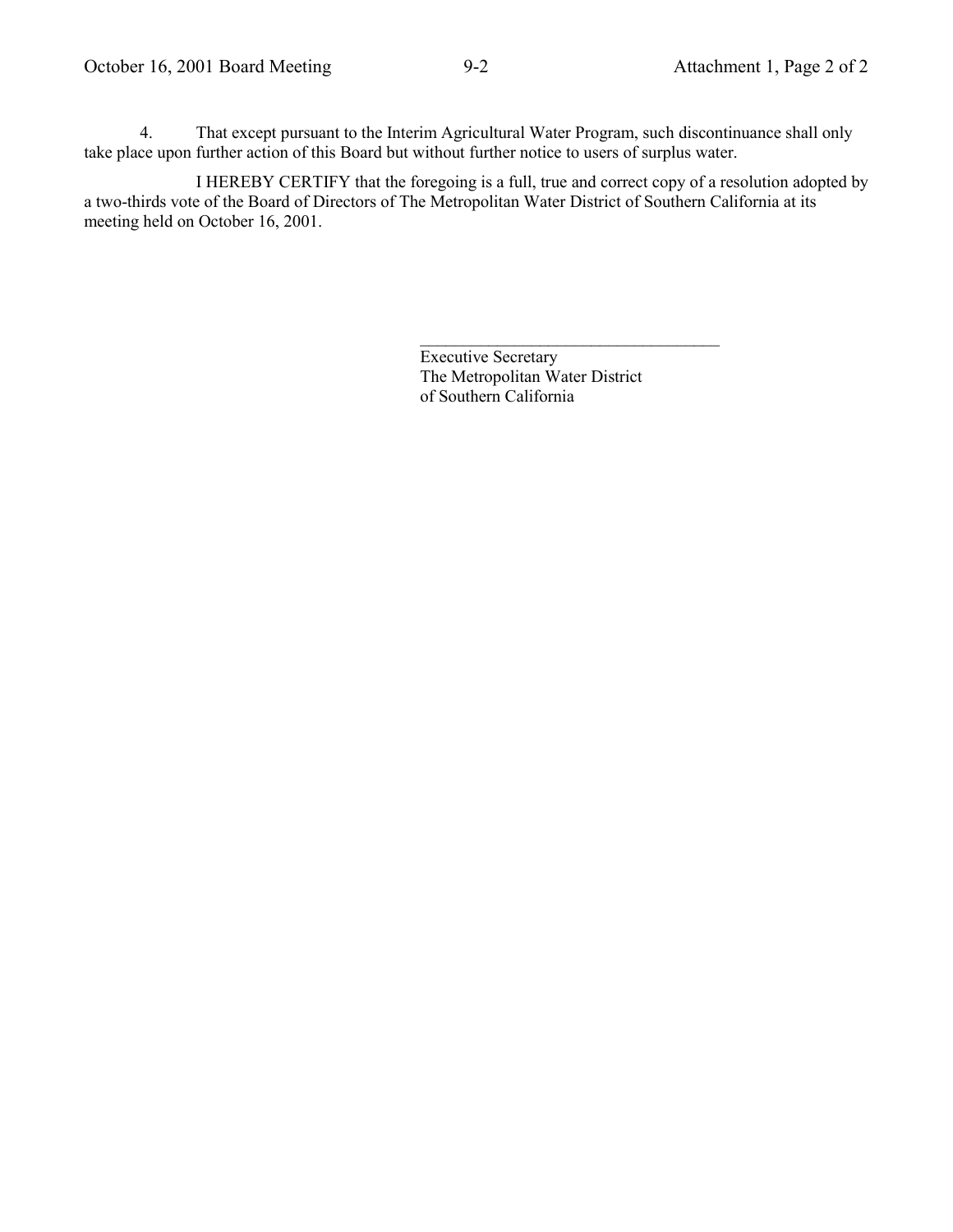4. That except pursuant to the Interim Agricultural Water Program, such discontinuance shall only take place upon further action of this Board but without further notice to users of surplus water.

I HEREBY CERTIFY that the foregoing is a full, true and correct copy of a resolution adopted by a two-thirds vote of the Board of Directors of The Metropolitan Water District of Southern California at its meeting held on October 16, 2001.

\_\_\_\_\_\_\_\_\_\_\_\_\_\_\_\_\_\_\_\_\_\_\_\_\_\_\_\_\_\_\_\_\_\_\_

Executive Secretary  
The Metropolitan Water District  
of Southern California